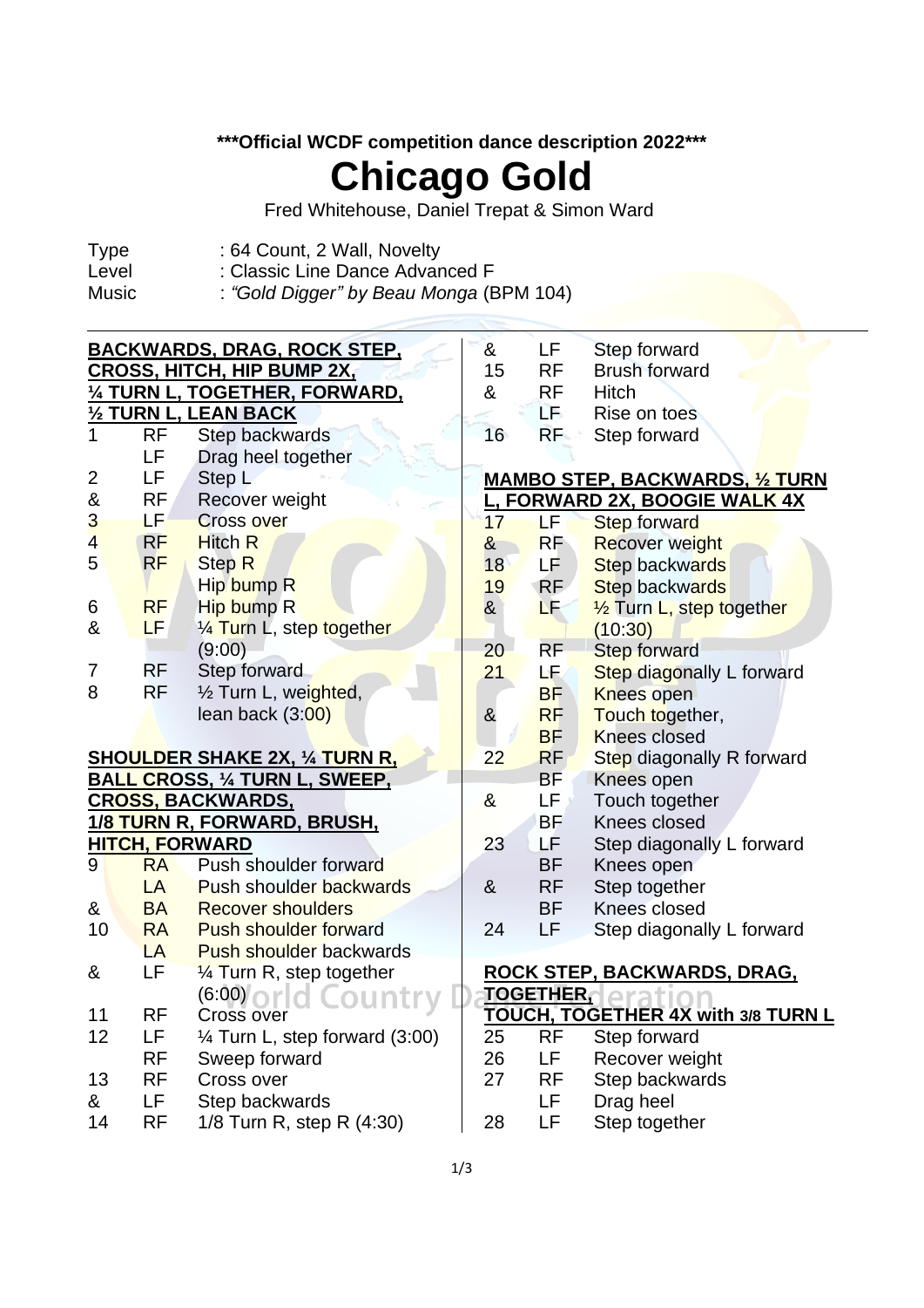***Official WCDF competition dance description 2022***

# Chicago Gold

Fred Whitehouse, Daniel Trepat & Simon Ward

| | |
|---|---|
| Type | : 64 Count, 2 Wall, Novelty |
| Level | : Classic Line Dance Advanced F |
| Music | : *"Gold Digger" by Beau Monga* (BPM 104) |

**BACKWARDS, DRAG, ROCK STEP, CROSS, HITCH, HIP BUMP 2X, ¼ TURN L, TOGETHER, FORWARD, ½ TURN L, LEAN BACK**

| | | |
|---|---|---|
| 1 | RF | Step backwards |
| | LF | Drag heel together |
| 2 | LF | Step L |
| & | RF | Recover weight |
| 3 | LF | Cross over |
| 4 | RF | Hitch R |
| 5 | RF | Step R |
| | | Hip bump R |
| 6 | RF | Hip bump R |
| & | LF | ¼ Turn L, step together (9:00) |
| 7 | RF | Step forward |
| 8 | RF | ½ Turn L, weighted, lean back (3:00) |

**SHOULDER SHAKE 2X, ¼ TURN R, BALL CROSS, ¼ TURN L, SWEEP, CROSS, BACKWARDS, 1/8 TURN R, FORWARD, BRUSH, HITCH, FORWARD**

| | | |
|---|---|---|
| 9 | RA | Push shoulder forward |
| | LA | Push shoulder backwards |
| & | BA | Recover shoulders |
| 10 | RA | Push shoulder forward |
| | LA | Push shoulder backwards |
| & | LF | ¼ Turn R, step together (6:00) |
| 11 | RF | Cross over |
| 12 | LF | ¼ Turn L, step forward (3:00) |
| | RF | Sweep forward |
| 13 | RF | Cross over |
| & | LF | Step backwards |
| 14 | RF | 1/8 Turn R, step R (4:30) |
| & | LF | Step forward |
| 15 | RF | Brush forward |
| & | RF | Hitch |
| | LF | Rise on toes |
| 16 | RF | Step forward |

**MAMBO STEP, BACKWARDS, ½ TURN L, FORWARD 2X, BOOGIE WALK 4X**

| | | |
|---|---|---|
| 17 | LF | Step forward |
| & | RF | Recover weight |
| 18 | LF | Step backwards |
| 19 | RF | Step backwards |
| & | LF | ½ Turn L, step together (10:30) |
| 20 | RF | Step forward |
| 21 | LF | Step diagonally L forward |
| | BF | Knees open |
| & | RF | Touch together, |
| | BF | Knees closed |
| 22 | RF | Step diagonally R forward |
| | BF | Knees open |
| & | LF | Touch together |
| | BF | Knees closed |
| 23 | LF | Step diagonally L forward |
| | BF | Knees open |
| & | RF | Step together |
| | BF | Knees closed |
| 24 | LF | Step diagonally L forward |

**ROCK STEP, BACKWARDS, DRAG, TOGETHER, TOUCH, TOGETHER 4X with 3/8 TURN L**

| | | |
|---|---|---|
| 25 | RF | Step forward |
| 26 | LF | Recover weight |
| 27 | RF | Step backwards |
| | LF | Drag heel |
| 28 | LF | Step together |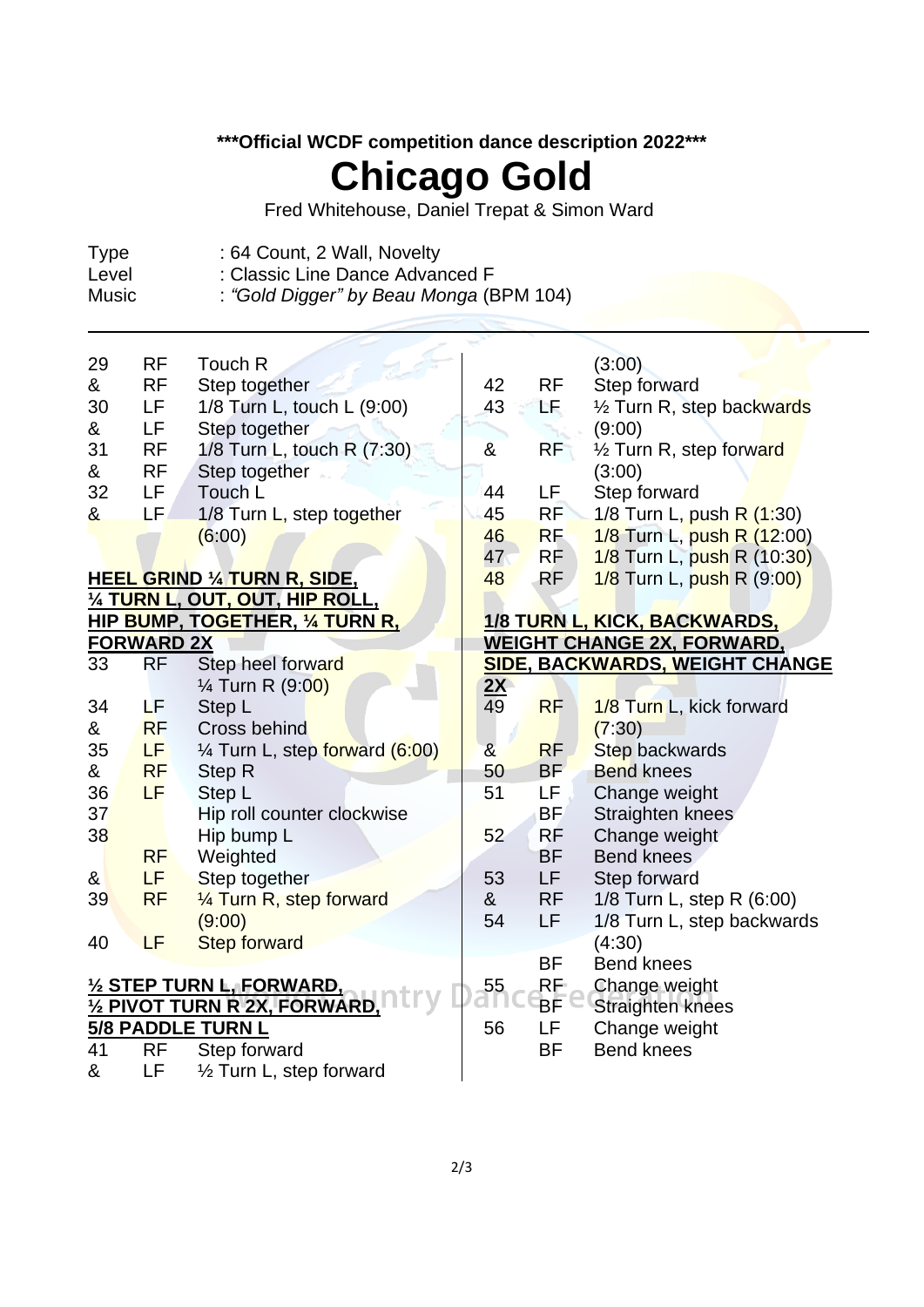***Official WCDF competition dance description 2022***

# Chicago Gold

Fred Whitehouse, Daniel Trepat & Simon Ward

Type : 64 Count, 2 Wall, Novelty
Level : Classic Line Dance Advanced F
Music : *"Gold Digger" by Beau Monga* (BPM 104)

| | | |
|---|---|---|
| 29 | RF | Touch R |
| & | RF | Step together |
| 30 | LF | 1/8 Turn L, touch L (9:00) |
| & | LF | Step together |
| 31 | RF | 1/8 Turn L, touch R (7:30) |
| & | RF | Step together |
| 32 | LF | Touch L |
| & | LF | 1/8 Turn L, step together (6:00) |

**HEEL GRIND ¼ TURN R, SIDE, ¼ TURN L, OUT, OUT, HIP ROLL, HIP BUMP, TOGETHER, ¼ TURN R, FORWARD 2X**

| | | |
|---|---|---|
| 33 | RF | Step heel forward ¼ Turn R (9:00) |
| 34 | LF | Step L |
| & | RF | Cross behind |
| 35 | LF | ¼ Turn L, step forward (6:00) |
| & | RF | Step R |
| 36 | LF | Step L |
| 37 | | Hip roll counter clockwise |
| 38 | | Hip bump L |
| | RF | Weighted |
| & | LF | Step together |
| 39 | RF | ¼ Turn R, step forward (9:00) |
| 40 | LF | Step forward |

**½ STEP TURN L, FORWARD, ½ PIVOT TURN R 2X, FORWARD, 5/8 PADDLE TURN L**

| | | |
|---|---|---|
| 41 | RF | Step forward |
| & | LF | ½ Turn L, step forward (3:00) |
| 42 | RF | Step forward |
| 43 | LF | ½ Turn R, step backwards (9:00) |
| & | RF | ½ Turn R, step forward (3:00) |
| 44 | LF | Step forward |
| 45 | RF | 1/8 Turn L, push R (1:30) |
| 46 | RF | 1/8 Turn L, push R (12:00) |
| 47 | RF | 1/8 Turn L, push R (10:30) |
| 48 | RF | 1/8 Turn L, push R (9:00) |

**1/8 TURN L, KICK, BACKWARDS, WEIGHT CHANGE 2X, FORWARD, SIDE, BACKWARDS, WEIGHT CHANGE 2X**

| | | |
|---|---|---|
| 49 | RF | 1/8 Turn L, kick forward (7:30) |
| & | RF | Step backwards |
| 50 | BF | Bend knees |
| 51 | LF | Change weight |
| | BF | Straighten knees |
| 52 | RF | Change weight |
| | BF | Bend knees |
| 53 | LF | Step forward |
| & | RF | 1/8 Turn L, step R (6:00) |
| 54 | LF | 1/8 Turn L, step backwards (4:30) |
| | BF | Bend knees |
| 55 | RF | Change weight |
| | BF | Straighten knees |
| 56 | LF | Change weight |
| | BF | Bend knees |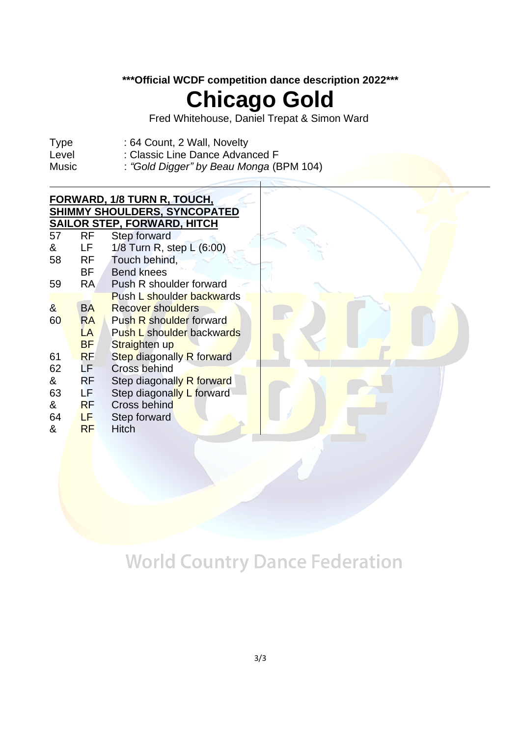***Official WCDF competition dance description 2022***

# Chicago Gold

Fred Whitehouse, Daniel Trepat & Simon Ward

| | |
|---|---|
| Type | : 64 Count, 2 Wall, Novelty |
| Level | : Classic Line Dance Advanced F |
| Music | : *"Gold Digger" by Beau Monga* (BPM 104) |

**FORWARD, 1/8 TURN R, TOUCH, SHIMMY SHOULDERS, SYNCOPATED SAILOR STEP, FORWARD, HITCH**

| | | |
|---|---|---|
| 57 | RF | Step forward |
| & | LF | 1/8 Turn R, step L (6:00) |
| 58 | RF | Touch behind, |
| | BF | Bend knees |
| 59 | RA | Push R shoulder forward |
| | | Push L shoulder backwards |
| & | BA | Recover shoulders |
| 60 | RA | Push R shoulder forward |
| | LA | Push L shoulder backwards |
| | BF | Straighten up |
| 61 | RF | Step diagonally R forward |
| 62 | LF | Cross behind |
| & | RF | Step diagonally R forward |
| 63 | LF | Step diagonally L forward |
| & | RF | Cross behind |
| 64 | LF | Step forward |
| & | RF | Hitch |

World Country Dance Federation